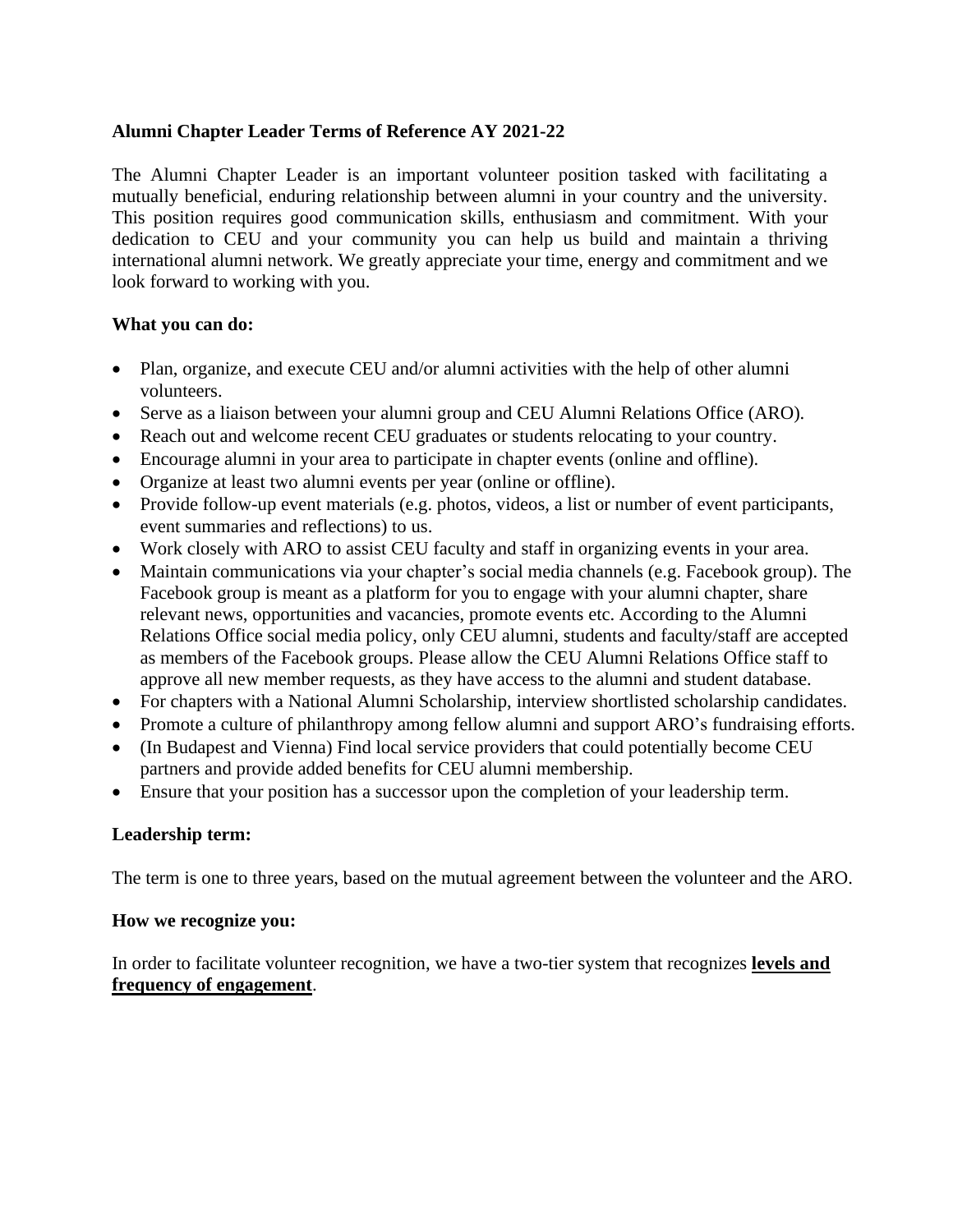**Alumni Chapter Leader Terms of Reference AY 2021-22**

The Alumni Chapter Leader is an important volunteer position tasked with facilitating a mutually beneficial, enduring relationship between alumni in your country and the university. This position requires good communication skills, enthusiasm and commitment. With your dedication to CEU and your community you can help us build and maintain a thriving international alumni network. We greatly appreciate your time, energy and commitment and we look forward to working with you.

**What you can do:**

- Plan, organize, and execute CEU and/or alumni activities with the help of other alumni volunteers.
- Serve as a liaison between your alumni group and CEU Alumni Relations Office (ARO).
- Reach out and welcome recent CEU graduates or students relocating to your country.
- Encourage alumni in your area to participate in chapter events (online and offline).
- Organize at least two alumni events per year (online or offline).
- Provide follow-up event materials (e.g. photos, videos, a list or number of event participants, event summaries and reflections) to us.
- Work closely with ARO to assist CEU faculty and staff in organizing events in your area.
- Maintain communications via your chapter's social media channels (e.g. Facebook group). The Facebook group is meant as a platform for you to engage with your alumni chapter, share relevant news, opportunities and vacancies, promote events etc. According to the Alumni Relations Office social media policy, only CEU alumni, students and faculty/staff are accepted as members of the Facebook groups. Please allow the CEU Alumni Relations Office staff to approve all new member requests, as they have access to the alumni and student database.
- For chapters with a National Alumni Scholarship, interview shortlisted scholarship candidates.
- Promote a culture of philanthropy among fellow alumni and support ARO's fundraising efforts.
- (In Budapest and Vienna) Find local service providers that could potentially become CEU partners and provide added benefits for CEU alumni membership.
- Ensure that your position has a successor upon the completion of your leadership term.

**Leadership term:**

The term is one to three years, based on the mutual agreement between the volunteer and the ARO.

**How we recognize you:**

In order to facilitate volunteer recognition, we have a two-tier system that recognizes **levels and frequency of engagement**.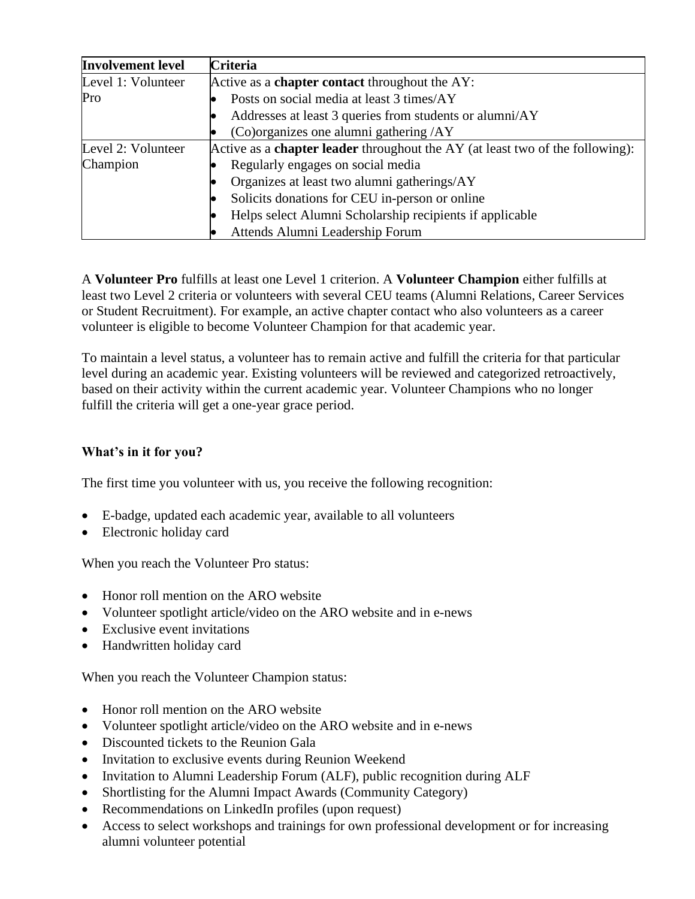| Involvement level | Criteria |
| --- | --- |
| Level 1: Volunteer Pro | Active as a **chapter contact** throughout the AY:<br>• Posts on social media at least 3 times/AY<br>• Addresses at least 3 queries from students or alumni/AY<br>• (Co)organizes one alumni gathering /AY |
| Level 2: Volunteer Champion | Active as a **chapter leader** throughout the AY (at least two of the following):<br>• Regularly engages on social media<br>• Organizes at least two alumni gatherings/AY<br>• Solicits donations for CEU in-person or online<br>• Helps select Alumni Scholarship recipients if applicable<br>• Attends Alumni Leadership Forum |

A **Volunteer Pro** fulfills at least one Level 1 criterion. A **Volunteer Champion** either fulfills at least two Level 2 criteria or volunteers with several CEU teams (Alumni Relations, Career Services or Student Recruitment). For example, an active chapter contact who also volunteers as a career volunteer is eligible to become Volunteer Champion for that academic year.

To maintain a level status, a volunteer has to remain active and fulfill the criteria for that particular level during an academic year. Existing volunteers will be reviewed and categorized retroactively, based on their activity within the current academic year. Volunteer Champions who no longer fulfill the criteria will get a one-year grace period.

**What's in it for you?**

The first time you volunteer with us, you receive the following recognition:

- E-badge, updated each academic year, available to all volunteers
- Electronic holiday card

When you reach the Volunteer Pro status:

- Honor roll mention on the ARO website
- Volunteer spotlight article/video on the ARO website and in e-news
- Exclusive event invitations
- Handwritten holiday card

When you reach the Volunteer Champion status:

- Honor roll mention on the ARO website
- Volunteer spotlight article/video on the ARO website and in e-news
- Discounted tickets to the Reunion Gala
- Invitation to exclusive events during Reunion Weekend
- Invitation to Alumni Leadership Forum (ALF), public recognition during ALF
- Shortlisting for the Alumni Impact Awards (Community Category)
- Recommendations on LinkedIn profiles (upon request)
- Access to select workshops and trainings for own professional development or for increasing alumni volunteer potential